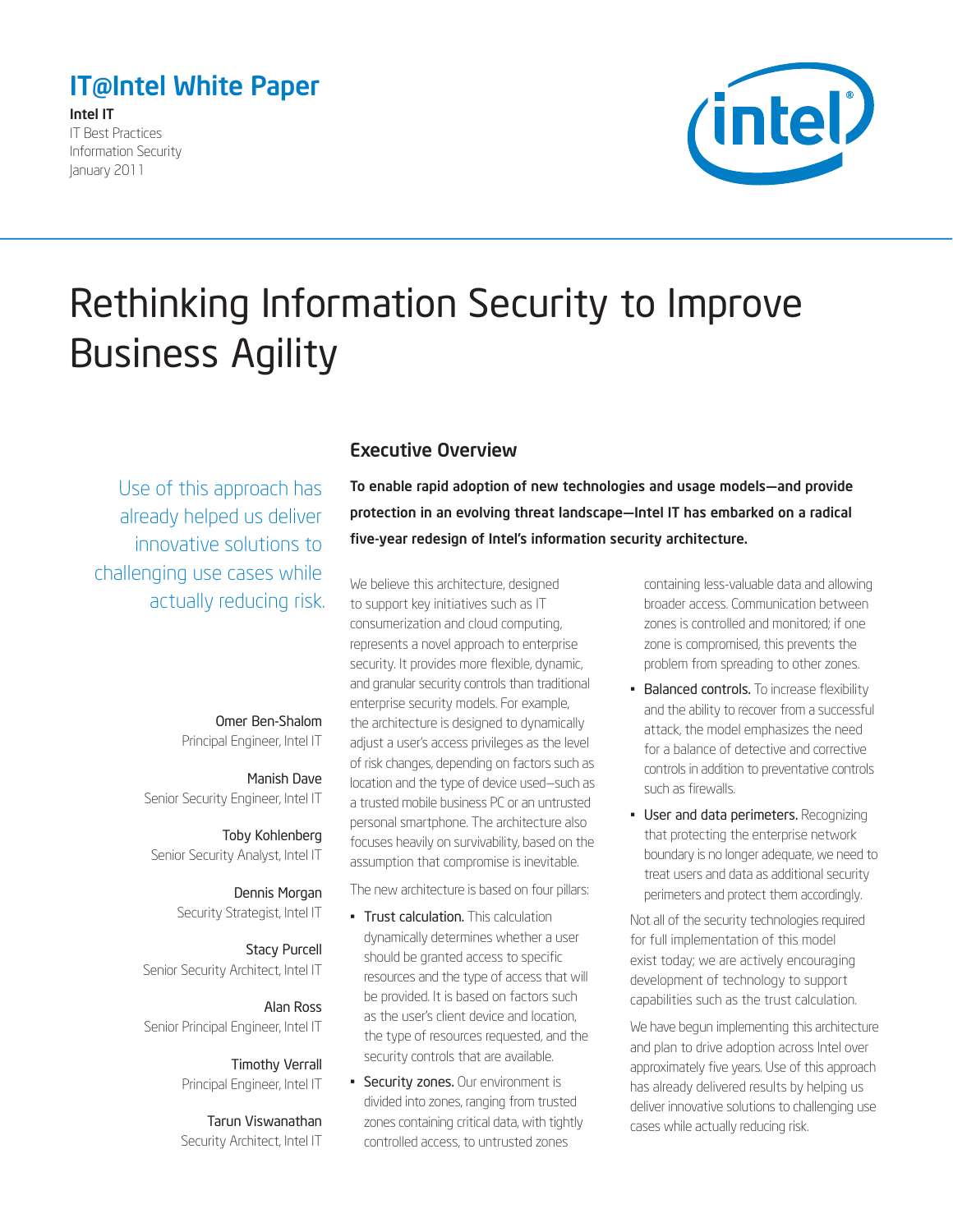# IT@Intel White Paper

**Intel IT**
IT Best Practices
Information Security
January 2011

# Rethinking Information Security to Improve Business Agility

Use of this approach has already helped us deliver innovative solutions to challenging use cases while actually reducing risk.

Omer Ben-Shalom
Principal Engineer, Intel IT

Manish Dave
Senior Security Engineer, Intel IT

Toby Kohlenberg
Senior Security Analyst, Intel IT

Dennis Morgan
Security Strategist, Intel IT

Stacy Purcell
Senior Security Architect, Intel IT

Alan Ross
Senior Principal Engineer, Intel IT

Timothy Verrall
Principal Engineer, Intel IT

Tarun Viswanathan
Security Architect, Intel IT

## Executive Overview

**To enable rapid adoption of new technologies and usage models—and provide protection in an evolving threat landscape—Intel IT has embarked on a radical five-year redesign of Intel's information security architecture.**

We believe this architecture, designed to support key initiatives such as IT consumerization and cloud computing, represents a novel approach to enterprise security. It provides more flexible, dynamic, and granular security controls than traditional enterprise security models. For example, the architecture is designed to dynamically adjust a user's access privileges as the level of risk changes, depending on factors such as location and the type of device used—such as a trusted mobile business PC or an untrusted personal smartphone. The architecture also focuses heavily on survivability, based on the assumption that compromise is inevitable.

The new architecture is based on four pillars:

- **Trust calculation.** This calculation dynamically determines whether a user should be granted access to specific resources and the type of access that will be provided. It is based on factors such as the user's client device and location, the type of resources requested, and the security controls that are available.
- **Security zones.** Our environment is divided into zones, ranging from trusted zones containing critical data, with tightly controlled access, to untrusted zones containing less-valuable data and allowing broader access. Communication between zones is controlled and monitored; if one zone is compromised, this prevents the problem from spreading to other zones.
- **Balanced controls.** To increase flexibility and the ability to recover from a successful attack, the model emphasizes the need for a balance of detective and corrective controls in addition to preventative controls such as firewalls.
- **User and data perimeters.** Recognizing that protecting the enterprise network boundary is no longer adequate, we need to treat users and data as additional security perimeters and protect them accordingly.

Not all of the security technologies required for full implementation of this model exist today; we are actively encouraging development of technology to support capabilities such as the trust calculation.

We have begun implementing this architecture and plan to drive adoption across Intel over approximately five years. Use of this approach has already delivered results by helping us deliver innovative solutions to challenging use cases while actually reducing risk.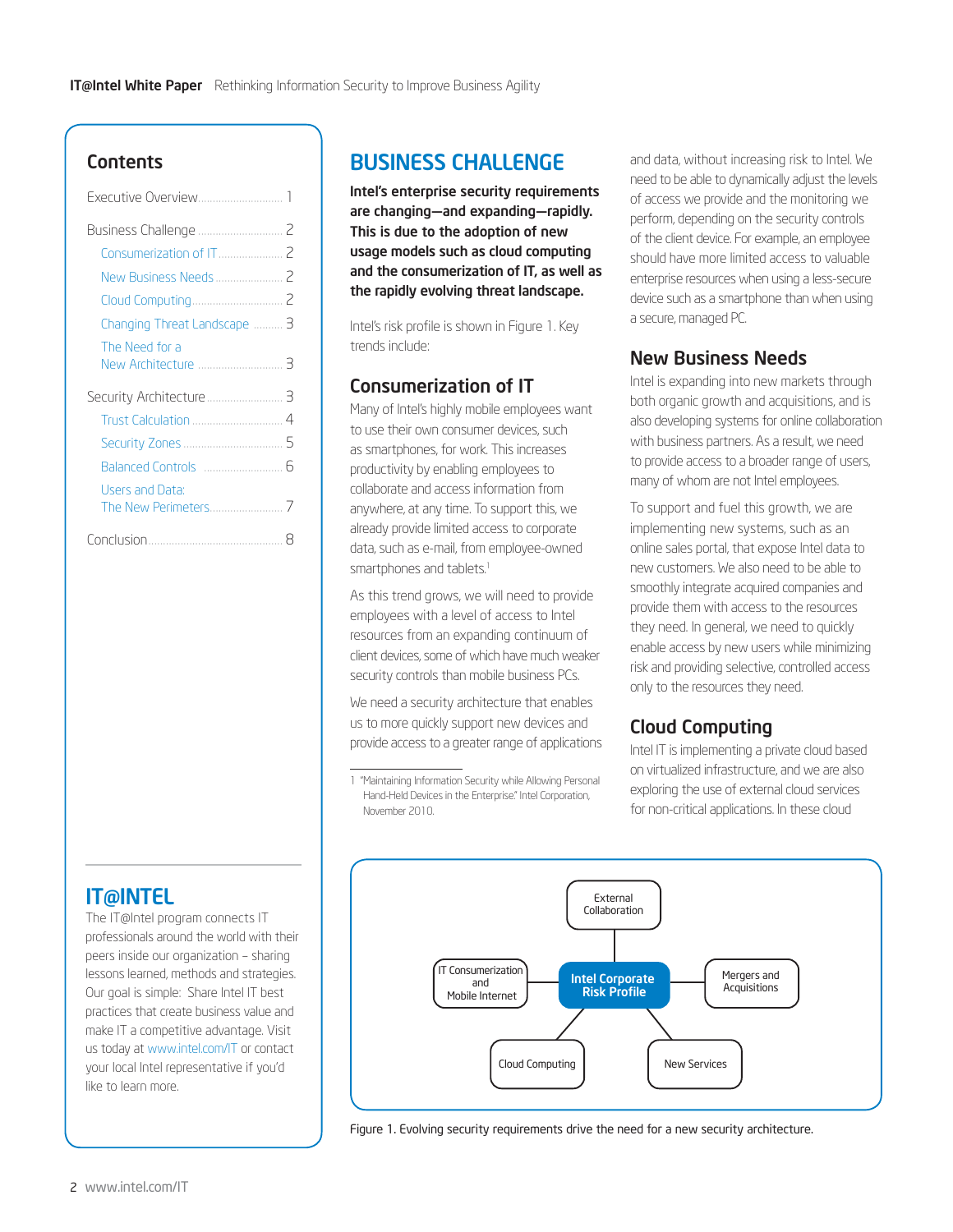## Contents

Executive Overview ..... 1

Business Challenge ..... 2
- Consumerization of IT ..... 2
- New Business Needs ..... 2
- Cloud Computing ..... 2
- Changing Threat Landscape ..... 3
- The Need for a New Architecture ..... 3

Security Architecture ..... 3
- Trust Calculation ..... 4
- Security Zones ..... 5
- Balanced Controls ..... 6
- Users and Data: The New Perimeters ..... 7

Conclusion ..... 8

## IT@INTEL

The IT@Intel program connects IT professionals around the world with their peers inside our organization – sharing lessons learned, methods and strategies. Our goal is simple: Share Intel IT best practices that create business value and make IT a competitive advantage. Visit us today at www.intel.com/IT or contact your local Intel representative if you'd like to learn more.

# BUSINESS CHALLENGE

**Intel's enterprise security requirements are changing—and expanding—rapidly. This is due to the adoption of new usage models such as cloud computing and the consumerization of IT, as well as the rapidly evolving threat landscape.**

Intel's risk profile is shown in Figure 1. Key trends include:

## Consumerization of IT

Many of Intel's highly mobile employees want to use their own consumer devices, such as smartphones, for work. This increases productivity by enabling employees to collaborate and access information from anywhere, at any time. To support this, we already provide limited access to corporate data, such as e-mail, from employee-owned smartphones and tablets.[1]

As this trend grows, we will need to provide employees with a level of access to Intel resources from an expanding continuum of client devices, some of which have much weaker security controls than mobile business PCs.

We need a security architecture that enables us to more quickly support new devices and provide access to a greater range of applications and data, without increasing risk to Intel. We need to be able to dynamically adjust the levels of access we provide and the monitoring we perform, depending on the security controls of the client device. For example, an employee should have more limited access to valuable enterprise resources when using a less-secure device such as a smartphone than when using a secure, managed PC.

## New Business Needs

Intel is expanding into new markets through both organic growth and acquisitions, and is also developing systems for online collaboration with business partners. As a result, we need to provide access to a broader range of users, many of whom are not Intel employees.

To support and fuel this growth, we are implementing new systems, such as an online sales portal, that expose Intel data to new customers. We also need to be able to smoothly integrate acquired companies and provide them with access to the resources they need. In general, we need to quickly enable access by new users while minimizing risk and providing selective, controlled access only to the resources they need.

## Cloud Computing

Intel IT is implementing a private cloud based on virtualized infrastructure, and we are also exploring the use of external cloud services for non-critical applications. In these cloud

1 "Maintaining Information Security while Allowing Personal Hand-Held Devices in the Enterprise." Intel Corporation, November 2010.

External Collaboration
IT Consumerization and Mobile Internet
Intel Corporate Risk Profile
Mergers and Acquisitions
Cloud Computing
New Services

Figure 1. Evolving security requirements drive the need for a new security architecture.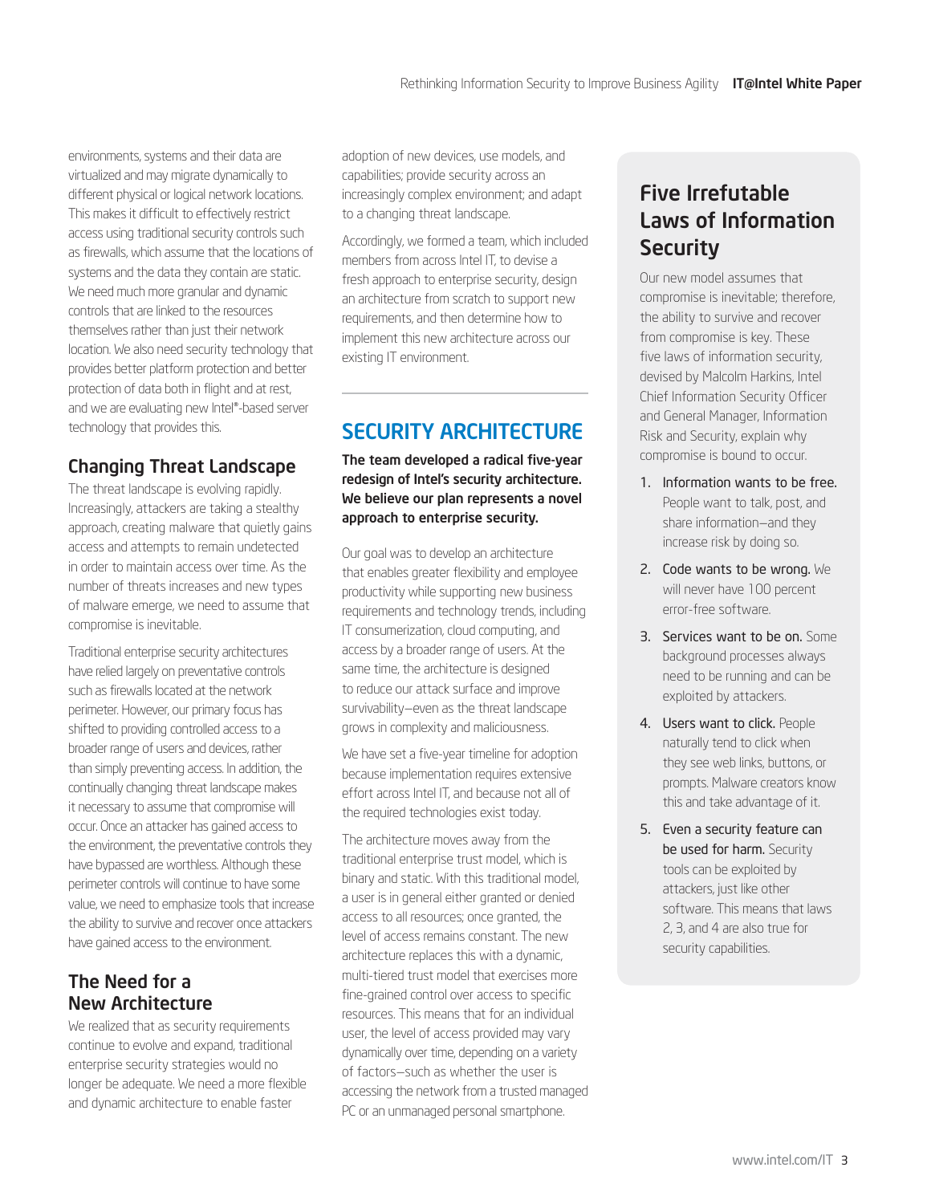environments, systems and their data are virtualized and may migrate dynamically to different physical or logical network locations. This makes it difficult to effectively restrict access using traditional security controls such as firewalls, which assume that the locations of systems and the data they contain are static. We need much more granular and dynamic controls that are linked to the resources themselves rather than just their network location. We also need security technology that provides better platform protection and better protection of data both in flight and at rest, and we are evaluating new Intel®-based server technology that provides this.

### Changing Threat Landscape

The threat landscape is evolving rapidly. Increasingly, attackers are taking a stealthy approach, creating malware that quietly gains access and attempts to remain undetected in order to maintain access over time. As the number of threats increases and new types of malware emerge, we need to assume that compromise is inevitable.

Traditional enterprise security architectures have relied largely on preventative controls such as firewalls located at the network perimeter. However, our primary focus has shifted to providing controlled access to a broader range of users and devices, rather than simply preventing access. In addition, the continually changing threat landscape makes it necessary to assume that compromise will occur. Once an attacker has gained access to the environment, the preventative controls they have bypassed are worthless. Although these perimeter controls will continue to have some value, we need to emphasize tools that increase the ability to survive and recover once attackers have gained access to the environment.

### The Need for a New Architecture

We realized that as security requirements continue to evolve and expand, traditional enterprise security strategies would no longer be adequate. We need a more flexible and dynamic architecture to enable faster adoption of new devices, use models, and capabilities; provide security across an increasingly complex environment; and adapt to a changing threat landscape.

Accordingly, we formed a team, which included members from across Intel IT, to devise a fresh approach to enterprise security, design an architecture from scratch to support new requirements, and then determine how to implement this new architecture across our existing IT environment.

## SECURITY ARCHITECTURE

**The team developed a radical five-year redesign of Intel's security architecture. We believe our plan represents a novel approach to enterprise security.**

Our goal was to develop an architecture that enables greater flexibility and employee productivity while supporting new business requirements and technology trends, including IT consumerization, cloud computing, and access by a broader range of users. At the same time, the architecture is designed to reduce our attack surface and improve survivability—even as the threat landscape grows in complexity and maliciousness.

We have set a five-year timeline for adoption because implementation requires extensive effort across Intel IT, and because not all of the required technologies exist today.

The architecture moves away from the traditional enterprise trust model, which is binary and static. With this traditional model, a user is in general either granted or denied access to all resources; once granted, the level of access remains constant. The new architecture replaces this with a dynamic, multi-tiered trust model that exercises more fine-grained control over access to specific resources. This means that for an individual user, the level of access provided may vary dynamically over time, depending on a variety of factors—such as whether the user is accessing the network from a trusted managed PC or an unmanaged personal smartphone.

### Five Irrefutable Laws of Information Security

Our new model assumes that compromise is inevitable; therefore, the ability to survive and recover from compromise is key. These five laws of information security, devised by Malcolm Harkins, Intel Chief Information Security Officer and General Manager, Information Risk and Security, explain why compromise is bound to occur.

1. **Information wants to be free.** People want to talk, post, and share information—and they increase risk by doing so.
2. **Code wants to be wrong.** We will never have 100 percent error-free software.
3. **Services want to be on.** Some background processes always need to be running and can be exploited by attackers.
4. **Users want to click.** People naturally tend to click when they see web links, buttons, or prompts. Malware creators know this and take advantage of it.
5. **Even a security feature can be used for harm.** Security tools can be exploited by attackers, just like other software. This means that laws 2, 3, and 4 are also true for security capabilities.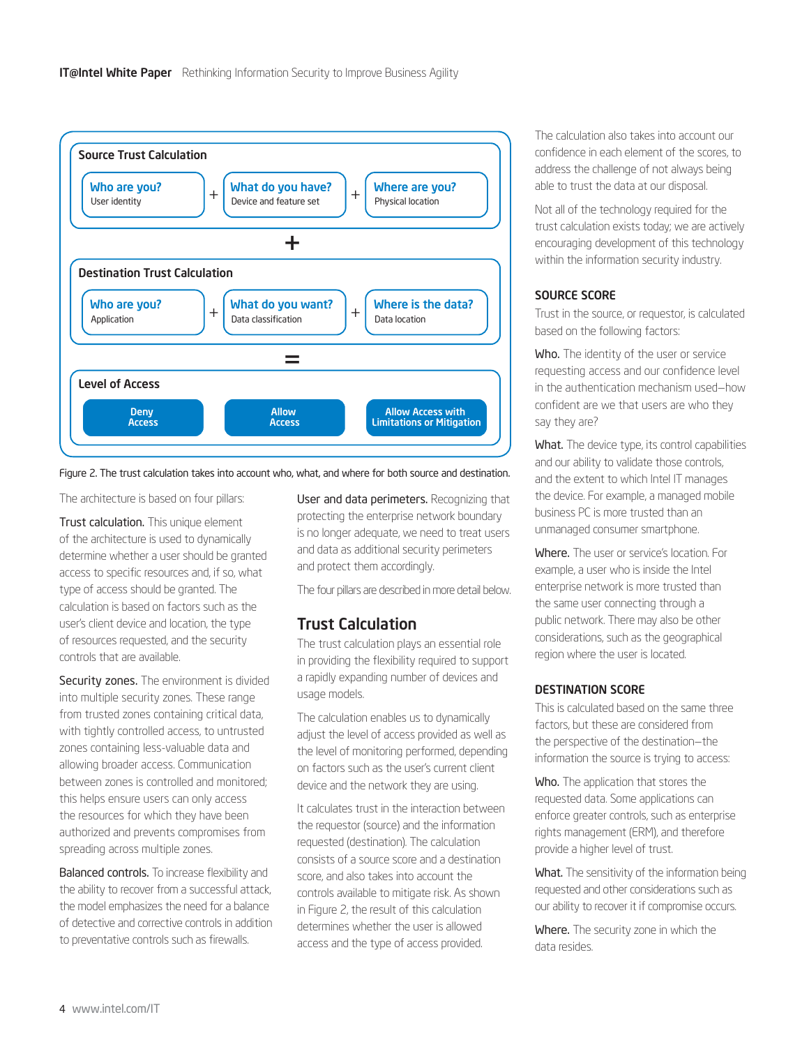**Source Trust Calculation**

**Who are you?** User identity + **What do you have?** Device and feature set + **Where are you?** Physical location

+

**Destination Trust Calculation**

**Who are you?** Application + **What do you want?** Data classification + **Where is the data?** Data location

=

**Level of Access**

**Deny Access** | **Allow Access** | **Allow Access with Limitations or Mitigation**

Figure 2. The trust calculation takes into account who, what, and where for both source and destination.

The architecture is based on four pillars:

Trust calculation. This unique element of the architecture is used to dynamically determine whether a user should be granted access to specific resources and, if so, what type of access should be granted. The calculation is based on factors such as the user's client device and location, the type of resources requested, and the security controls that are available.

Security zones. The environment is divided into multiple security zones. These range from trusted zones containing critical data, with tightly controlled access, to untrusted zones containing less-valuable data and allowing broader access. Communication between zones is controlled and monitored; this helps ensure users can only access the resources for which they have been authorized and prevents compromises from spreading across multiple zones.

Balanced controls. To increase flexibility and the ability to recover from a successful attack, the model emphasizes the need for a balance of detective and corrective controls in addition to preventative controls such as firewalls.

User and data perimeters. Recognizing that protecting the enterprise network boundary is no longer adequate, we need to treat users and data as additional security perimeters and protect them accordingly.

The four pillars are described in more detail below.

## Trust Calculation

The trust calculation plays an essential role in providing the flexibility required to support a rapidly expanding number of devices and usage models.

The calculation enables us to dynamically adjust the level of access provided as well as the level of monitoring performed, depending on factors such as the user's current client device and the network they are using.

It calculates trust in the interaction between the requestor (source) and the information requested (destination). The calculation consists of a source score and a destination score, and also takes into account the controls available to mitigate risk. As shown in Figure 2, the result of this calculation determines whether the user is allowed access and the type of access provided.

The calculation also takes into account our confidence in each element of the scores, to address the challenge of not always being able to trust the data at our disposal.

Not all of the technology required for the trust calculation exists today; we are actively encouraging development of this technology within the information security industry.

### SOURCE SCORE

Trust in the source, or requestor, is calculated based on the following factors:

Who. The identity of the user or service requesting access and our confidence level in the authentication mechanism used—how confident are we that users are who they say they are?

What. The device type, its control capabilities and our ability to validate those controls, and the extent to which Intel IT manages the device. For example, a managed mobile business PC is more trusted than an unmanaged consumer smartphone.

Where. The user or service's location. For example, a user who is inside the Intel enterprise network is more trusted than the same user connecting through a public network. There may also be other considerations, such as the geographical region where the user is located.

### DESTINATION SCORE

This is calculated based on the same three factors, but these are considered from the perspective of the destination—the information the source is trying to access:

Who. The application that stores the requested data. Some applications can enforce greater controls, such as enterprise rights management (ERM), and therefore provide a higher level of trust.

What. The sensitivity of the information being requested and other considerations such as our ability to recover it if compromise occurs.

Where. The security zone in which the data resides.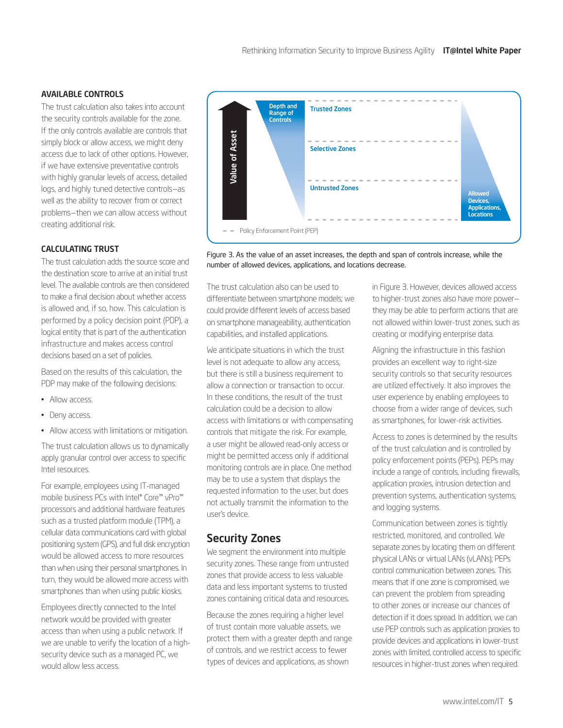### AVAILABLE CONTROLS

The trust calculation also takes into account the security controls available for the zone. If the only controls available are controls that simply block or allow access, we might deny access due to lack of other options. However, if we have extensive preventative controls with highly granular levels of access, detailed logs, and highly tuned detective controls—as well as the ability to recover from or correct problems—then we can allow access without creating additional risk.

### CALCULATING TRUST

The trust calculation adds the source score and the destination score to arrive at an initial trust level. The available controls are then considered to make a final decision about whether access is allowed and, if so, how. This calculation is performed by a policy decision point (PDP), a logical entity that is part of the authentication infrastructure and makes access control decisions based on a set of policies.

Based on the results of this calculation, the PDP may make of the following decisions:

- Allow access.
- Deny access.
- Allow access with limitations or mitigation.

The trust calculation allows us to dynamically apply granular control over access to specific Intel resources.

For example, employees using IT-managed mobile business PCs with Intel® Core™ vPro™ processors and additional hardware features such as a trusted platform module (TPM), a cellular data communications card with global positioning system (GPS), and full disk encryption would be allowed access to more resources than when using their personal smartphones. In turn, they would be allowed more access with smartphones than when using public kiosks.

Employees directly connected to the Intel network would be provided with greater access than when using a public network. If we are unable to verify the location of a high-security device such as a managed PC, we would allow less access.

Value of Asset

Depth and Range of Controls

Trusted Zones

Selective Zones

Untrusted Zones

Allowed Devices, Applications, Locations

Policy Enforcement Point (PEP)

Figure 3. As the value of an asset increases, the depth and span of controls increase, while the number of allowed devices, applications, and locations decrease.

The trust calculation also can be used to differentiate between smartphone models; we could provide different levels of access based on smartphone manageability, authentication capabilities, and installed applications.

We anticipate situations in which the trust level is not adequate to allow any access, but there is still a business requirement to allow a connection or transaction to occur. In these conditions, the result of the trust calculation could be a decision to allow access with limitations or with compensating controls that mitigate the risk. For example, a user might be allowed read-only access or might be permitted access only if additional monitoring controls are in place. One method may be to use a system that displays the requested information to the user, but does not actually transmit the information to the user's device.

## Security Zones

We segment the environment into multiple security zones. These range from untrusted zones that provide access to less valuable data and less important systems to trusted zones containing critical data and resources.

Because the zones requiring a higher level of trust contain more valuable assets, we protect them with a greater depth and range of controls, and we restrict access to fewer types of devices and applications, as shown in Figure 3. However, devices allowed access to higher-trust zones also have more power—they may be able to perform actions that are not allowed within lower-trust zones, such as creating or modifying enterprise data.

Aligning the infrastructure in this fashion provides an excellent way to right-size security controls so that security resources are utilized effectively. It also improves the user experience by enabling employees to choose from a wider range of devices, such as smartphones, for lower-risk activities.

Access to zones is determined by the results of the trust calculation and is controlled by policy enforcement points (PEPs). PEPs may include a range of controls, including firewalls, application proxies, intrusion detection and prevention systems, authentication systems, and logging systems.

Communication between zones is tightly restricted, monitored, and controlled. We separate zones by locating them on different physical LANs or virtual LANs (vLANs); PEPs control communication between zones. This means that if one zone is compromised, we can prevent the problem from spreading to other zones or increase our chances of detection if it does spread. In addition, we can use PEP controls such as application proxies to provide devices and applications in lower-trust zones with limited, controlled access to specific resources in higher-trust zones when required.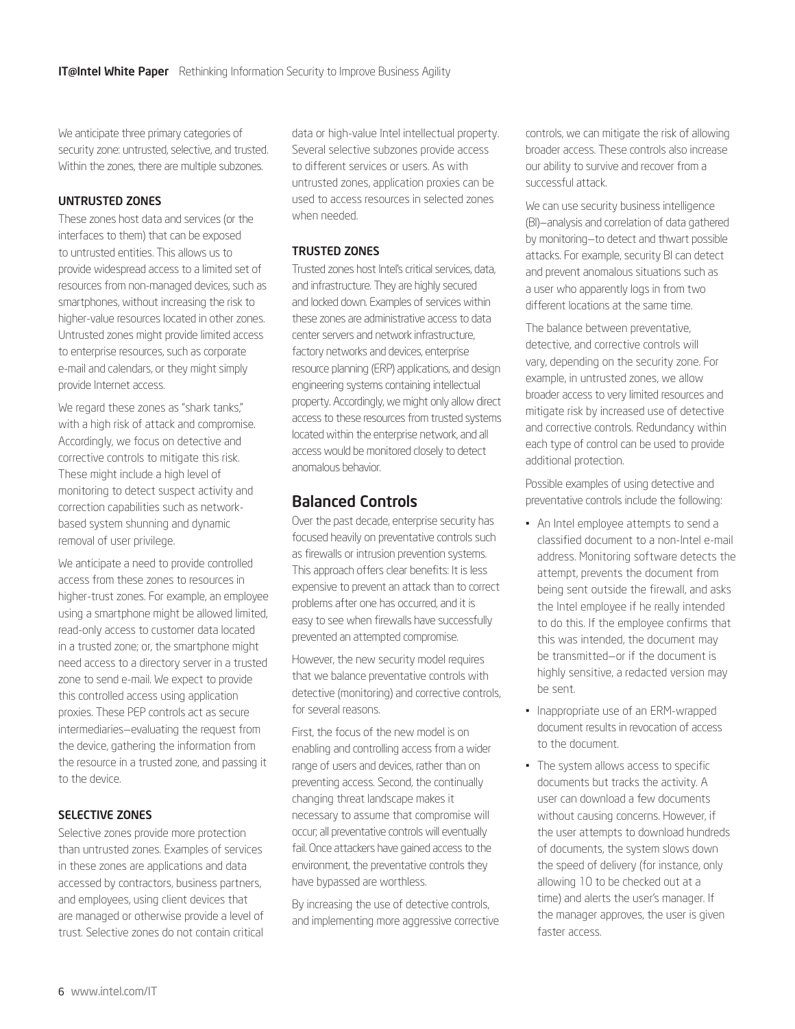We anticipate three primary categories of security zone: untrusted, selective, and trusted. Within the zones, there are multiple subzones.

### UNTRUSTED ZONES

These zones host data and services (or the interfaces to them) that can be exposed to untrusted entities. This allows us to provide widespread access to a limited set of resources from non-managed devices, such as smartphones, without increasing the risk to higher-value resources located in other zones. Untrusted zones might provide limited access to enterprise resources, such as corporate e-mail and calendars, or they might simply provide Internet access.

We regard these zones as "shark tanks," with a high risk of attack and compromise. Accordingly, we focus on detective and corrective controls to mitigate this risk. These might include a high level of monitoring to detect suspect activity and correction capabilities such as network-based system shunning and dynamic removal of user privilege.

We anticipate a need to provide controlled access from these zones to resources in higher-trust zones. For example, an employee using a smartphone might be allowed limited, read-only access to customer data located in a trusted zone; or, the smartphone might need access to a directory server in a trusted zone to send e-mail. We expect to provide this controlled access using application proxies. These PEP controls act as secure intermediaries—evaluating the request from the device, gathering the information from the resource in a trusted zone, and passing it to the device.

### SELECTIVE ZONES

Selective zones provide more protection than untrusted zones. Examples of services in these zones are applications and data accessed by contractors, business partners, and employees, using client devices that are managed or otherwise provide a level of trust. Selective zones do not contain critical data or high-value Intel intellectual property. Several selective subzones provide access to different services or users. As with untrusted zones, application proxies can be used to access resources in selected zones when needed.

### TRUSTED ZONES

Trusted zones host Intel's critical services, data, and infrastructure. They are highly secured and locked down. Examples of services within these zones are administrative access to data center servers and network infrastructure, factory networks and devices, enterprise resource planning (ERP) applications, and design engineering systems containing intellectual property. Accordingly, we might only allow direct access to these resources from trusted systems located within the enterprise network, and all access would be monitored closely to detect anomalous behavior.

## Balanced Controls

Over the past decade, enterprise security has focused heavily on preventative controls such as firewalls or intrusion prevention systems. This approach offers clear benefits: It is less expensive to prevent an attack than to correct problems after one has occurred, and it is easy to see when firewalls have successfully prevented an attempted compromise.

However, the new security model requires that we balance preventative controls with detective (monitoring) and corrective controls, for several reasons.

First, the focus of the new model is on enabling and controlling access from a wider range of users and devices, rather than on preventing access. Second, the continually changing threat landscape makes it necessary to assume that compromise will occur; all preventative controls will eventually fail. Once attackers have gained access to the environment, the preventative controls they have bypassed are worthless.

By increasing the use of detective controls, and implementing more aggressive corrective controls, we can mitigate the risk of allowing broader access. These controls also increase our ability to survive and recover from a successful attack.

We can use security business intelligence (BI)—analysis and correlation of data gathered by monitoring—to detect and thwart possible attacks. For example, security BI can detect and prevent anomalous situations such as a user who apparently logs in from two different locations at the same time.

The balance between preventative, detective, and corrective controls will vary, depending on the security zone. For example, in untrusted zones, we allow broader access to very limited resources and mitigate risk by increased use of detective and corrective controls. Redundancy within each type of control can be used to provide additional protection.

Possible examples of using detective and preventative controls include the following:

- An Intel employee attempts to send a classified document to a non-Intel e-mail address. Monitoring software detects the attempt, prevents the document from being sent outside the firewall, and asks the Intel employee if he really intended to do this. If the employee confirms that this was intended, the document may be transmitted—or if the document is highly sensitive, a redacted version may be sent.
- Inappropriate use of an ERM-wrapped document results in revocation of access to the document.
- The system allows access to specific documents but tracks the activity. A user can download a few documents without causing concerns. However, if the user attempts to download hundreds of documents, the system slows down the speed of delivery (for instance, only allowing 10 to be checked out at a time) and alerts the user's manager. If the manager approves, the user is given faster access.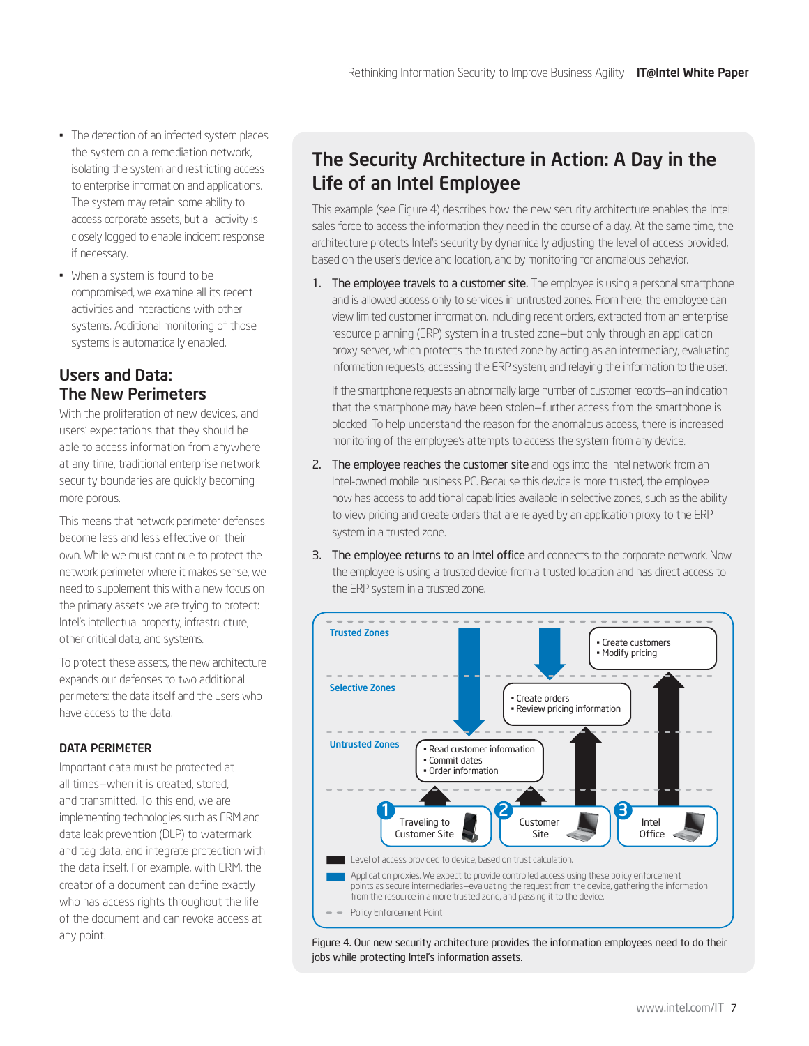- The detection of an infected system places the system on a remediation network, isolating the system and restricting access to enterprise information and applications. The system may retain some ability to access corporate assets, but all activity is closely logged to enable incident response if necessary.
- When a system is found to be compromised, we examine all its recent activities and interactions with other systems. Additional monitoring of those systems is automatically enabled.

## Users and Data: The New Perimeters

With the proliferation of new devices, and users' expectations that they should be able to access information from anywhere at any time, traditional enterprise network security boundaries are quickly becoming more porous.

This means that network perimeter defenses become less and less effective on their own. While we must continue to protect the network perimeter where it makes sense, we need to supplement this with a new focus on the primary assets we are trying to protect: Intel's intellectual property, infrastructure, other critical data, and systems.

To protect these assets, the new architecture expands our defenses to two additional perimeters: the data itself and the users who have access to the data.

### DATA PERIMETER

Important data must be protected at all times—when it is created, stored, and transmitted. To this end, we are implementing technologies such as ERM and data leak prevention (DLP) to watermark and tag data, and integrate protection with the data itself. For example, with ERM, the creator of a document can define exactly who has access rights throughout the life of the document and can revoke access at any point.

## The Security Architecture in Action: A Day in the Life of an Intel Employee

This example (see Figure 4) describes how the new security architecture enables the Intel sales force to access the information they need in the course of a day. At the same time, the architecture protects Intel's security by dynamically adjusting the level of access provided, based on the user's device and location, and by monitoring for anomalous behavior.

1. **The employee travels to a customer site.** The employee is using a personal smartphone and is allowed access only to services in untrusted zones. From here, the employee can view limited customer information, including recent orders, extracted from an enterprise resource planning (ERP) system in a trusted zone—but only through an application proxy server, which protects the trusted zone by acting as an intermediary, evaluating information requests, accessing the ERP system, and relaying the information to the user.

   If the smartphone requests an abnormally large number of customer records—an indication that the smartphone may have been stolen—further access from the smartphone is blocked. To help understand the reason for the anomalous access, there is increased monitoring of the employee's attempts to access the system from any device.

2. **The employee reaches the customer site** and logs into the Intel network from an Intel-owned mobile business PC. Because this device is more trusted, the employee now has access to additional capabilities available in selective zones, such as the ability to view pricing and create orders that are relayed by an application proxy to the ERP system in a trusted zone.

3. **The employee returns to an Intel office** and connects to the corporate network. Now the employee is using a trusted device from a trusted location and has direct access to the ERP system in a trusted zone.

Trusted Zones
- Create customers
- Modify pricing

Selective Zones
- Create orders
- Review pricing information

Untrusted Zones
- Read customer information
- Commit dates
- Order information

1 Traveling to Customer Site
2 Customer Site
3 Intel Office

Level of access provided to device, based on trust calculation.

Application proxies. We expect to provide controlled access using these policy enforcement points as secure intermediaries—evaluating the request from the device, gathering the information from the resource in a more trusted zone, and passing it to the device.

Policy Enforcement Point

Figure 4. Our new security architecture provides the information employees need to do their jobs while protecting Intel's information assets.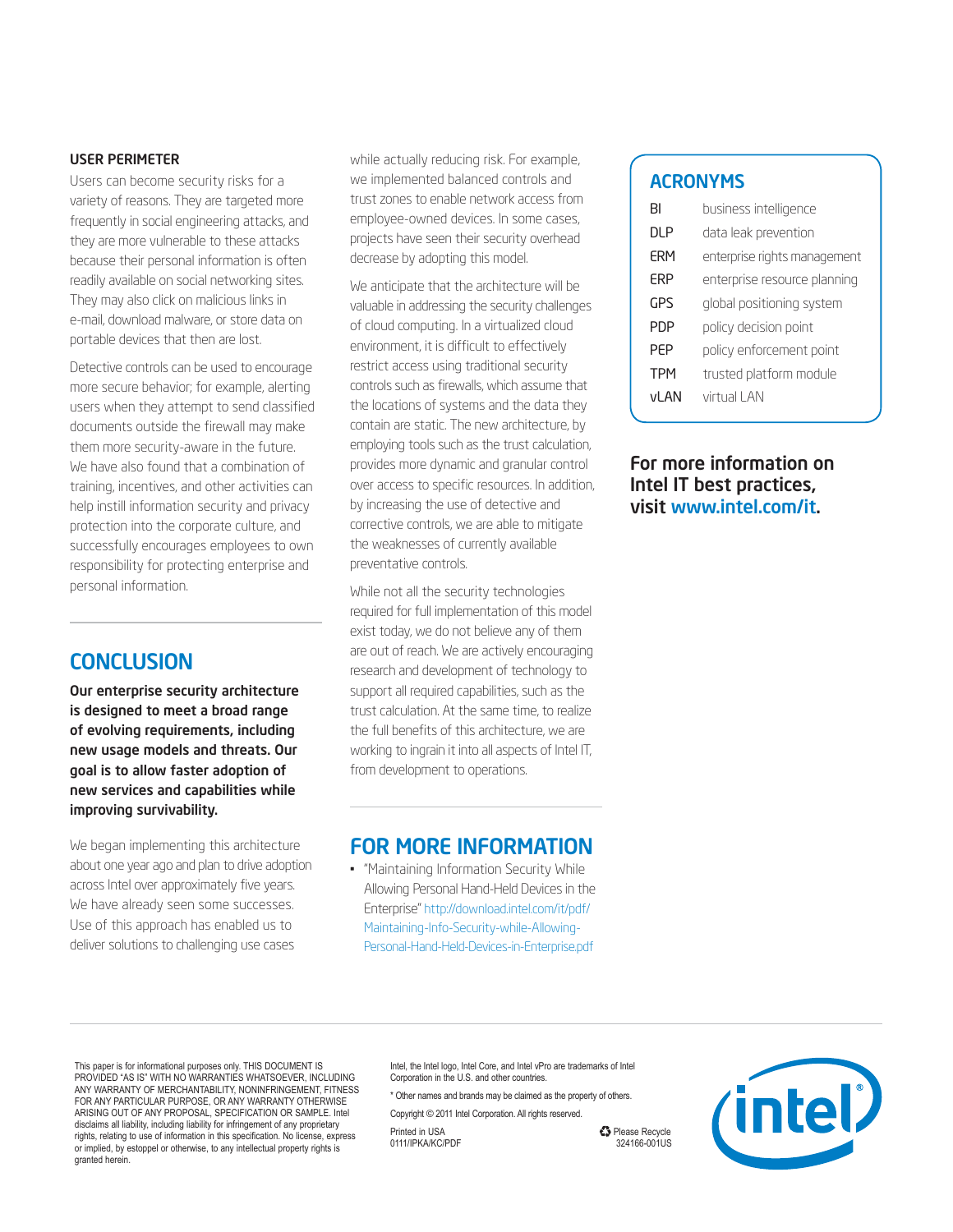### USER PERIMETER

Users can become security risks for a variety of reasons. They are targeted more frequently in social engineering attacks, and they are more vulnerable to these attacks because their personal information is often readily available on social networking sites. They may also click on malicious links in e-mail, download malware, or store data on portable devices that then are lost.

Detective controls can be used to encourage more secure behavior; for example, alerting users when they attempt to send classified documents outside the firewall may make them more security-aware in the future. We have also found that a combination of training, incentives, and other activities can help instill information security and privacy protection into the corporate culture, and successfully encourages employees to own responsibility for protecting enterprise and personal information.

## CONCLUSION

**Our enterprise security architecture is designed to meet a broad range of evolving requirements, including new usage models and threats. Our goal is to allow faster adoption of new services and capabilities while improving survivability.**

We began implementing this architecture about one year ago and plan to drive adoption across Intel over approximately five years. We have already seen some successes. Use of this approach has enabled us to deliver solutions to challenging use cases while actually reducing risk. For example, we implemented balanced controls and trust zones to enable network access from employee-owned devices. In some cases, projects have seen their security overhead decrease by adopting this model.

We anticipate that the architecture will be valuable in addressing the security challenges of cloud computing. In a virtualized cloud environment, it is difficult to effectively restrict access using traditional security controls such as firewalls, which assume that the locations of systems and the data they contain are static. The new architecture, by employing tools such as the trust calculation, provides more dynamic and granular control over access to specific resources. In addition, by increasing the use of detective and corrective controls, we are able to mitigate the weaknesses of currently available preventative controls.

While not all the security technologies required for full implementation of this model exist today, we do not believe any of them are out of reach. We are actively encouraging research and development of technology to support all required capabilities, such as the trust calculation. At the same time, to realize the full benefits of this architecture, we are working to ingrain it into all aspects of Intel IT, from development to operations.

## FOR MORE INFORMATION

- "Maintaining Information Security While Allowing Personal Hand-Held Devices in the Enterprise" http://download.intel.com/it/pdf/Maintaining-Info-Security-while-Allowing-Personal-Hand-Held-Devices-in-Enterprise.pdf

## ACRONYMS

| | |
|---|---|
| BI | business intelligence |
| DLP | data leak prevention |
| ERM | enterprise rights management |
| ERP | enterprise resource planning |
| GPS | global positioning system |
| PDP | policy decision point |
| PEP | policy enforcement point |
| TPM | trusted platform module |
| vLAN | virtual LAN |

**For more information on Intel IT best practices, visit www.intel.com/it.**

This paper is for informational purposes only. THIS DOCUMENT IS PROVIDED "AS IS" WITH NO WARRANTIES WHATSOEVER, INCLUDING ANY WARRANTY OF MERCHANTABILITY, NONINFRINGEMENT, FITNESS FOR ANY PARTICULAR PURPOSE, OR ANY WARRANTY OTHERWISE ARISING OUT OF ANY PROPOSAL, SPECIFICATION OR SAMPLE. Intel disclaims all liability, including liability for infringement of any proprietary rights, relating to use of information in this specification. No license, express or implied, by estoppel or otherwise, to any intellectual property rights is granted herein.

Intel, the Intel logo, Intel Core, and Intel vPro are trademarks of Intel Corporation in the U.S. and other countries.

* Other names and brands may be claimed as the property of others.

Copyright © 2011 Intel Corporation. All rights reserved.

Printed in USA
0111/IPKA/KC/PDF

Please Recycle
324166-001US